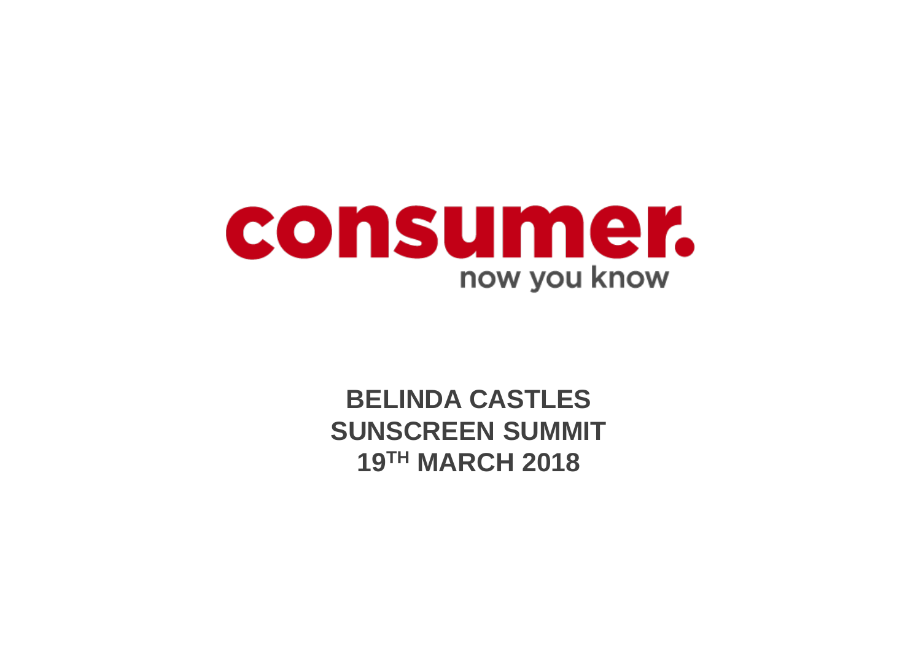# consumer.

now you know

**BELINDA CASTLES**
**SUNSCREEN SUMMIT**
**19TH MARCH 2018**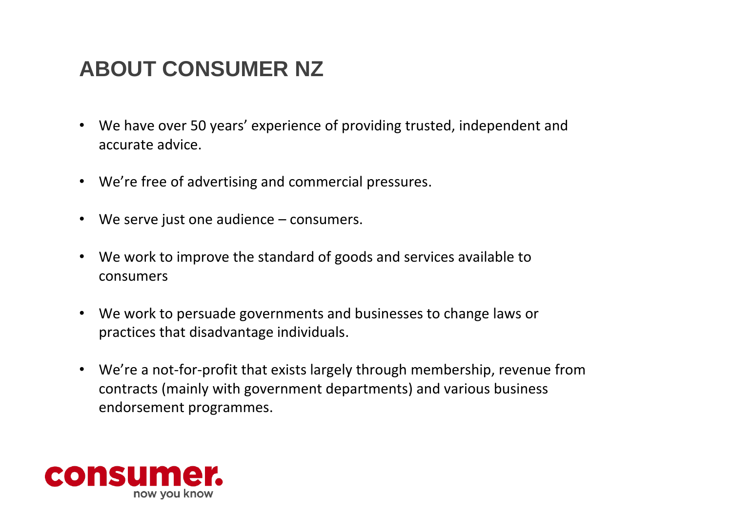# ABOUT CONSUMER NZ

- We have over 50 years' experience of providing trusted, independent and accurate advice.
- We're free of advertising and commercial pressures.
- We serve just one audience – consumers.
- We work to improve the standard of goods and services available to consumers
- We work to persuade governments and businesses to change laws or practices that disadvantage individuals.
- We're a not-for-profit that exists largely through membership, revenue from contracts (mainly with government departments) and various business endorsement programmes.

consumer.
now you know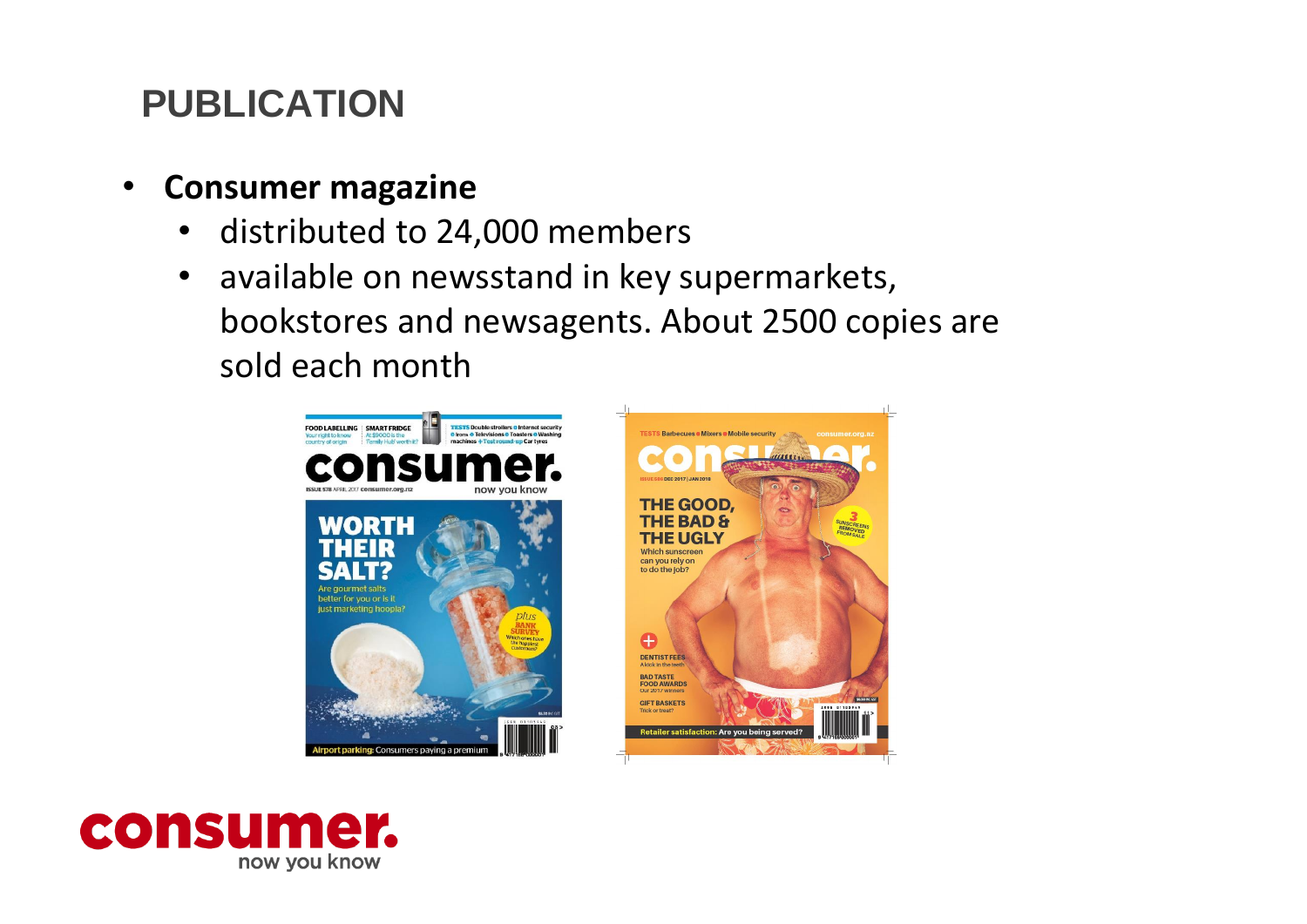# PUBLICATION

- **Consumer magazine**
  - distributed to 24,000 members
  - available on newsstand in key supermarkets, bookstores and newsagents. About 2500 copies are sold each month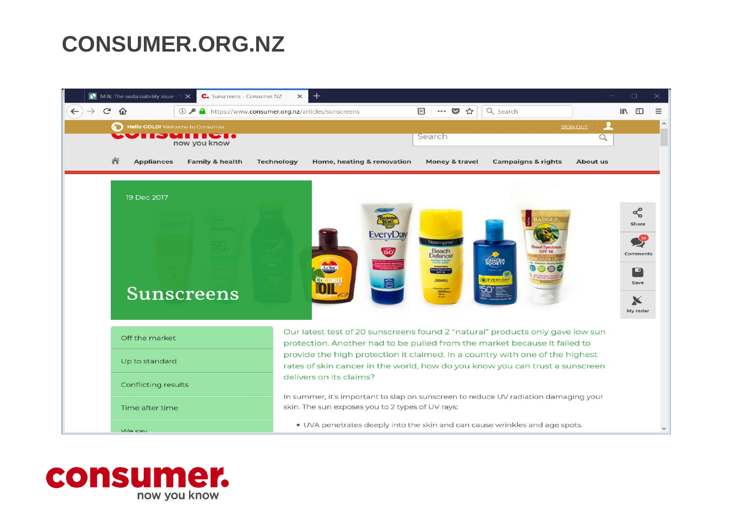# CONSUMER.ORG.NZ

Hello GOLD! Welcome to Consumer. SIGN OUT

consumer. now you know

Appliances | Family & health | Technology | Home, heating & renovation | Money & travel | Campaigns & rights | About us

19 Dec 2017

## Sunscreens

- Off the market
- Up to standard
- Conflicting results
- Time after time
- We say

Our latest test of 20 sunscreens found 2 "natural" products only gave low sun protection. Another had to be pulled from the market because it failed to provide the high protection it claimed. In a country with one of the highest rates of skin cancer in the world, how do you know you can trust a sunscreen delivers on its claims?

In summer, it's important to slap on sunscreen to reduce UV radiation damaging your skin. The sun exposes you to 2 types of UV rays:

- UVA penetrates deeply into the skin and can cause wrinkles and age spots.

consumer. now you know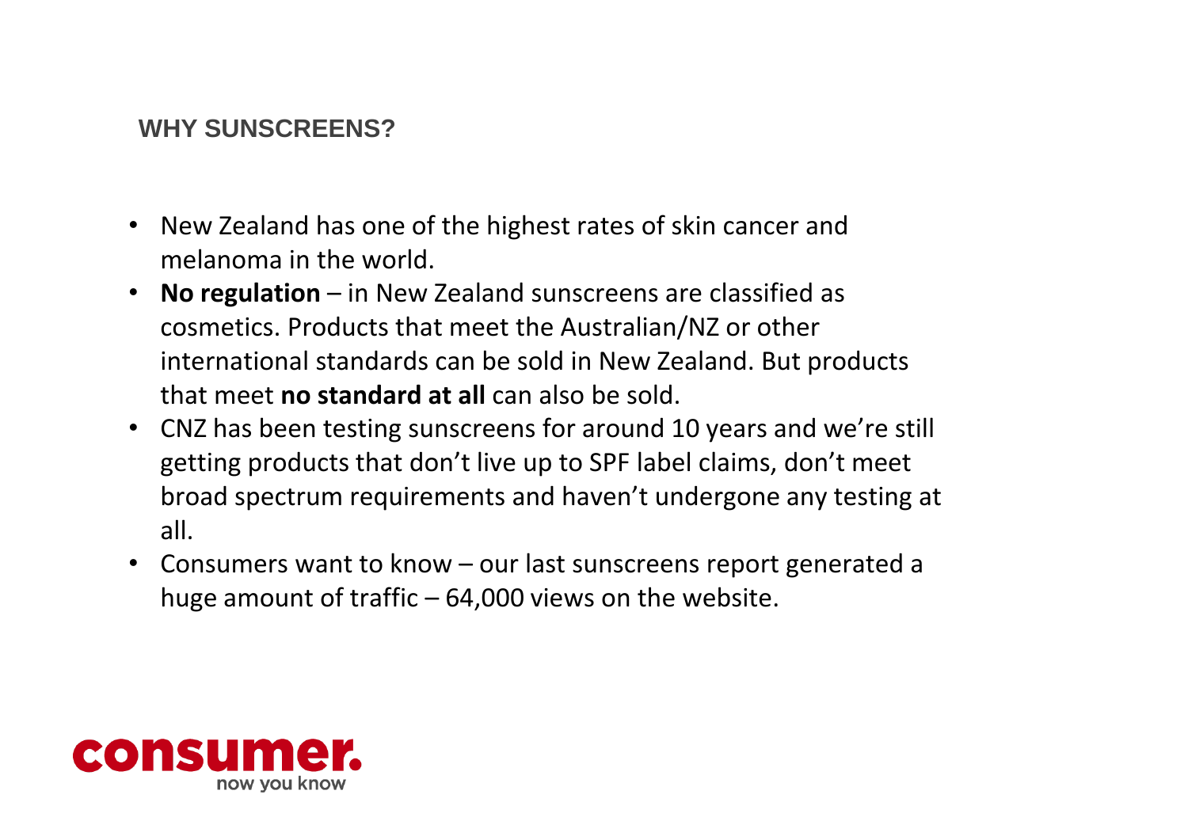## WHY SUNSCREENS?

- New Zealand has one of the highest rates of skin cancer and melanoma in the world.
- **No regulation** – in New Zealand sunscreens are classified as cosmetics. Products that meet the Australian/NZ or other international standards can be sold in New Zealand. But products that meet **no standard at all** can also be sold.
- CNZ has been testing sunscreens for around 10 years and we're still getting products that don't live up to SPF label claims, don't meet broad spectrum requirements and haven't undergone any testing at all.
- Consumers want to know – our last sunscreens report generated a huge amount of traffic – 64,000 views on the website.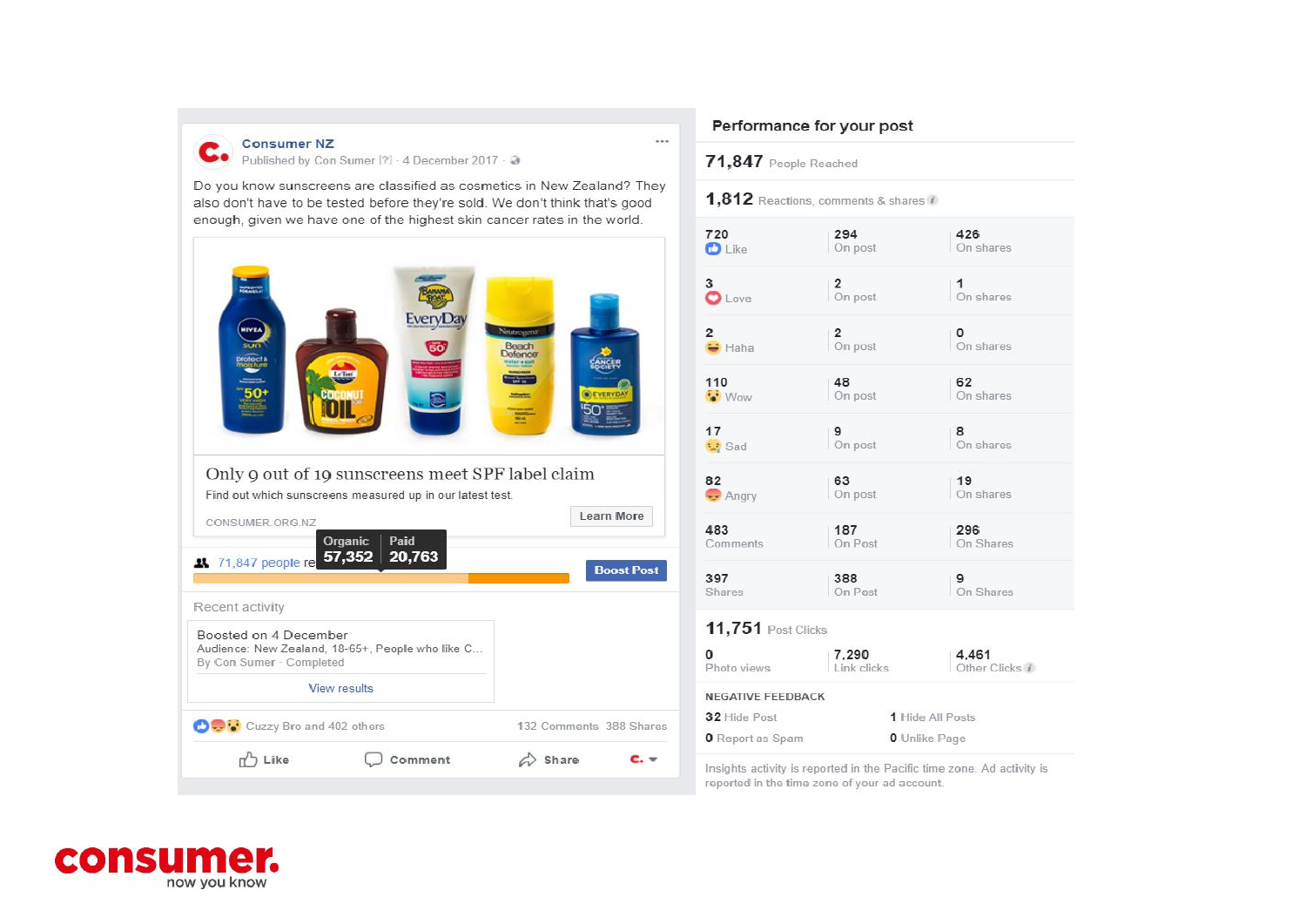**Consumer NZ**
Published by Con Sumer [?] · 4 December 2017 ·

Do you know sunscreens are classified as cosmetics in New Zealand? They also don't have to be tested before they're sold. We don't think that's good enough, given we have one of the highest skin cancer rates in the world.

**Only 9 out of 19 sunscreens meet SPF label claim**

Find out which sunscreens measured up in our latest test.

CONSUMER.ORG.NZ

Learn More

71,847 people reached

| Organic | Paid |
|---|---|
| 57,352 | 20,763 |

Boost Post

Recent activity

Boosted on 4 December
Audience: New Zealand, 18-65+, People who like C...
By Con Sumer · Completed

View results

Cuzzy Bro and 402 others — 132 Comments 388 Shares

Like · Comment · Share

## Performance for your post

**71,847** People Reached

**1,812** Reactions, comments & shares

| Total | On post | On shares |
|---|---|---|
| 720 Like | 294 On post | 426 On shares |
| 3 Love | 2 On post | 1 On shares |
| 2 Haha | 2 On post | 0 On shares |
| 110 Wow | 48 On post | 62 On shares |
| 17 Sad | 9 On post | 8 On shares |
| 82 Angry | 63 On post | 19 On shares |
| 483 Comments | 187 On Post | 296 On Shares |
| 397 Shares | 388 On Post | 9 On Shares |

**11,751** Post Clicks

| 0 Photo views | 7,290 Link clicks | 4,461 Other Clicks |
|---|---|---|

NEGATIVE FEEDBACK

| | |
|---|---|
| **32** Hide Post | **1** Hide All Posts |
| **0** Report as Spam | **0** Unlike Page |

Insights activity is reported in the Pacific time zone. Ad activity is reported in the time zone of your ad account.

consumer. now you know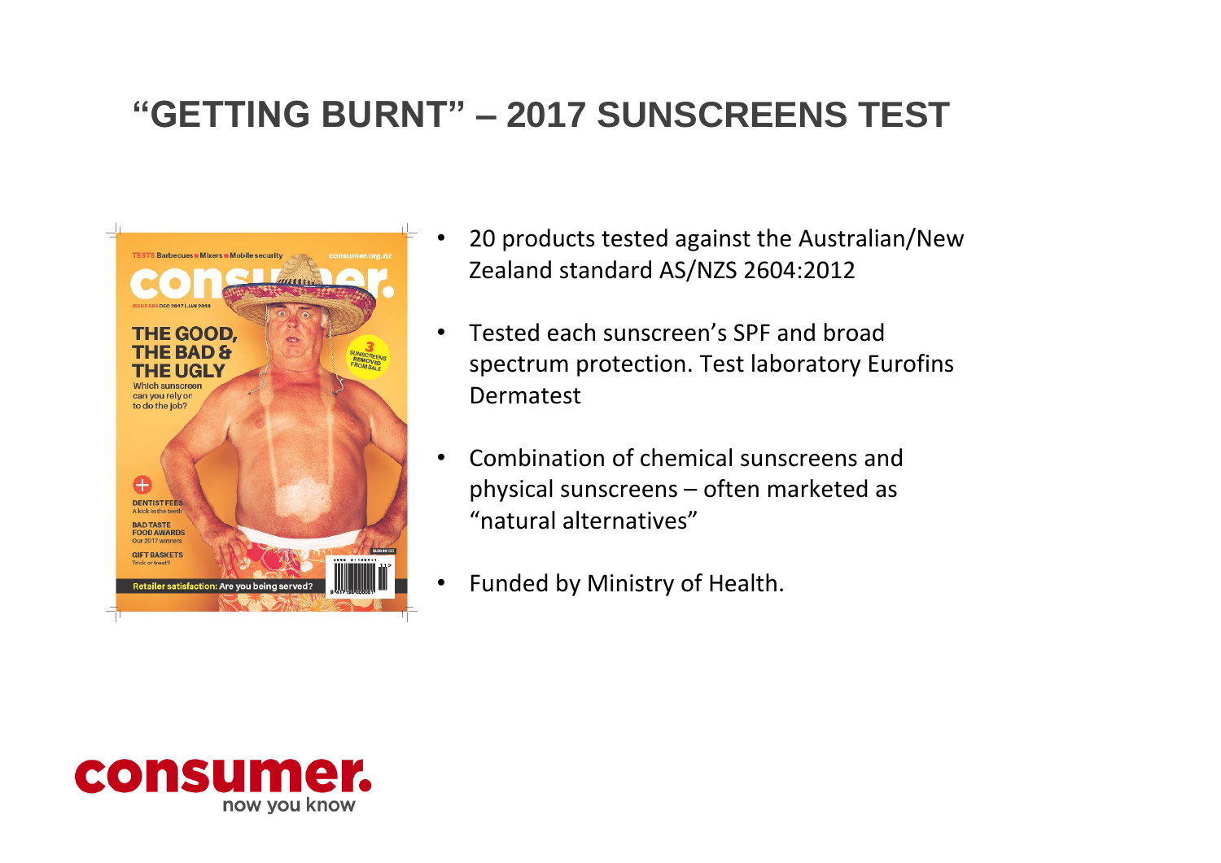# "GETTING BURNT" – 2017 SUNSCREENS TEST

- 20 products tested against the Australian/New Zealand standard AS/NZS 2604:2012
- Tested each sunscreen's SPF and broad spectrum protection. Test laboratory Eurofins Dermatest
- Combination of chemical sunscreens and physical sunscreens – often marketed as "natural alternatives"
- Funded by Ministry of Health.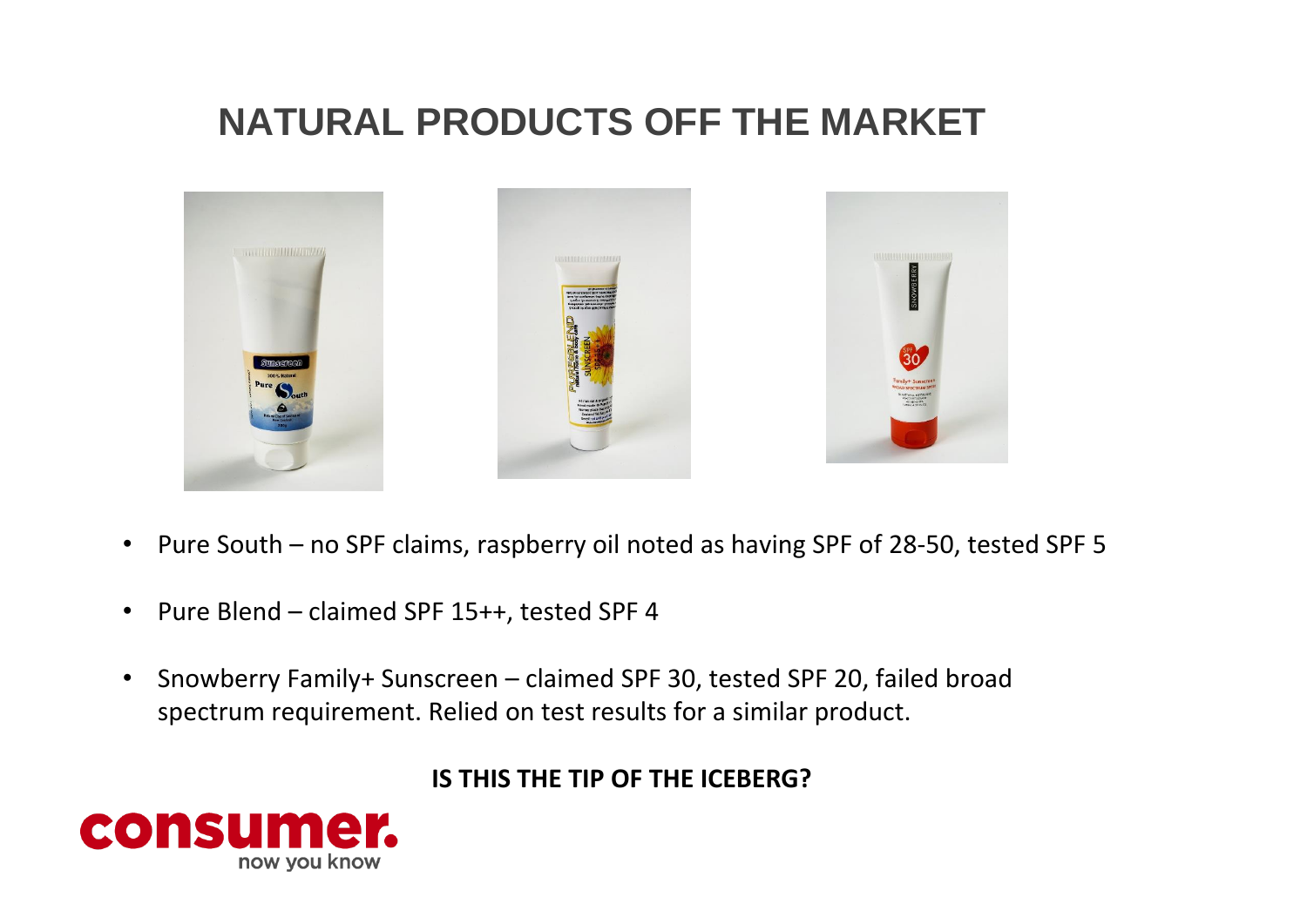# NATURAL PRODUCTS OFF THE MARKET

- Pure South – no SPF claims, raspberry oil noted as having SPF of 28-50, tested SPF 5
- Pure Blend – claimed SPF 15++, tested SPF 4
- Snowberry Family+ Sunscreen – claimed SPF 30, tested SPF 20, failed broad spectrum requirement. Relied on test results for a similar product.

**IS THIS THE TIP OF THE ICEBERG?**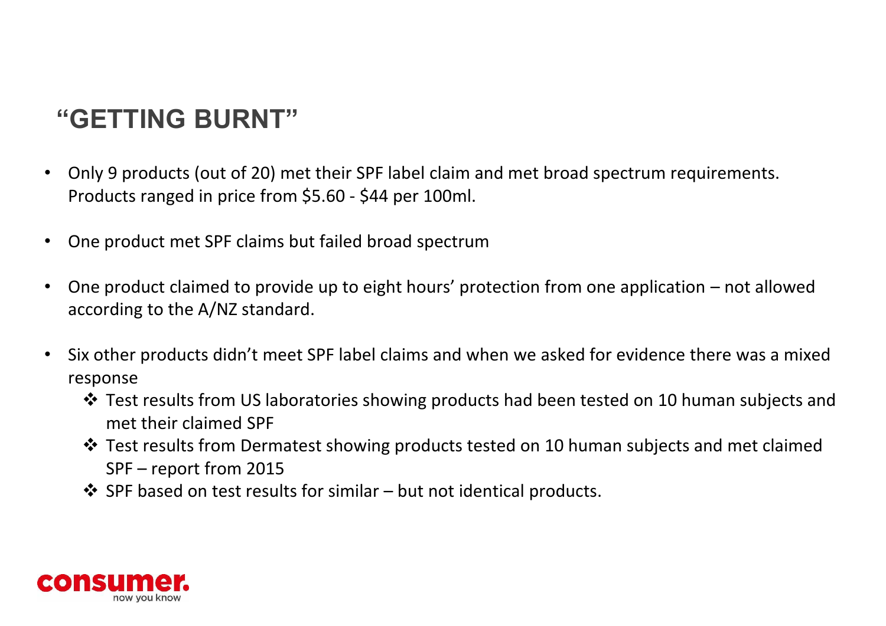# "GETTING BURNT"

- Only 9 products (out of 20) met their SPF label claim and met broad spectrum requirements. Products ranged in price from $5.60 - $44 per 100ml.
- One product met SPF claims but failed broad spectrum
- One product claimed to provide up to eight hours' protection from one application – not allowed according to the A/NZ standard.
- Six other products didn't meet SPF label claims and when we asked for evidence there was a mixed response
  - Test results from US laboratories showing products had been tested on 10 human subjects and met their claimed SPF
  - Test results from Dermatest showing products tested on 10 human subjects and met claimed SPF – report from 2015
  - SPF based on test results for similar – but not identical products.

consumer. now you know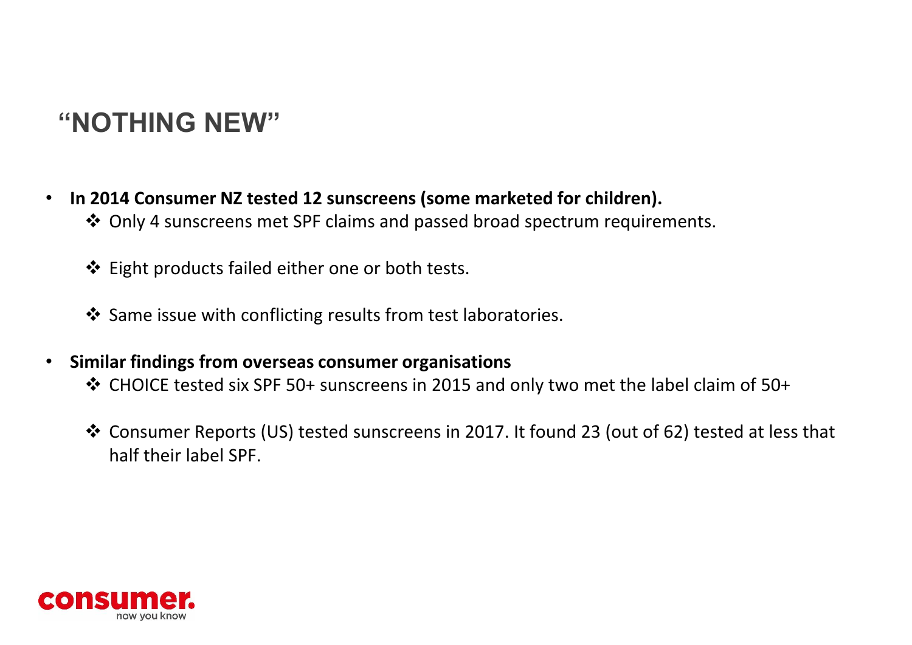# "NOTHING NEW"

- **In 2014 Consumer NZ tested 12 sunscreens (some marketed for children).**
  - ❖ Only 4 sunscreens met SPF claims and passed broad spectrum requirements.
  - ❖ Eight products failed either one or both tests.
  - ❖ Same issue with conflicting results from test laboratories.
- **Similar findings from overseas consumer organisations**
  - ❖ CHOICE tested six SPF 50+ sunscreens in 2015 and only two met the label claim of 50+
  - ❖ Consumer Reports (US) tested sunscreens in 2017. It found 23 (out of 62) tested at less that half their label SPF.

consumer. now you know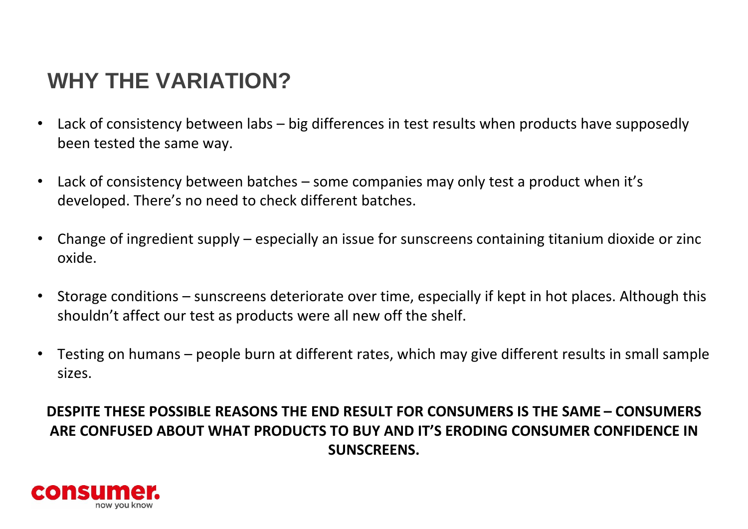# WHY THE VARIATION?

- Lack of consistency between labs – big differences in test results when products have supposedly been tested the same way.
- Lack of consistency between batches – some companies may only test a product when it's developed. There's no need to check different batches.
- Change of ingredient supply – especially an issue for sunscreens containing titanium dioxide or zinc oxide.
- Storage conditions – sunscreens deteriorate over time, especially if kept in hot places. Although this shouldn't affect our test as products were all new off the shelf.
- Testing on humans – people burn at different rates, which may give different results in small sample sizes.

**DESPITE THESE POSSIBLE REASONS THE END RESULT FOR CONSUMERS IS THE SAME – CONSUMERS ARE CONFUSED ABOUT WHAT PRODUCTS TO BUY AND IT'S ERODING CONSUMER CONFIDENCE IN SUNSCREENS.**

consumer. now you know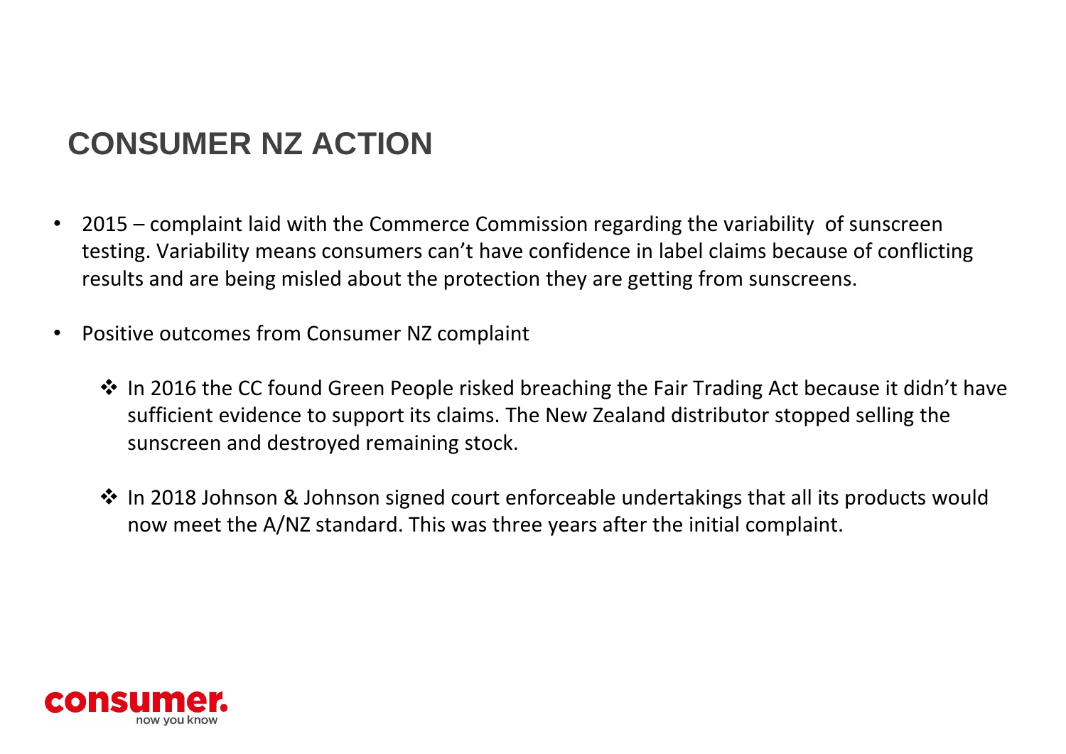# CONSUMER NZ ACTION

- 2015 – complaint laid with the Commerce Commission regarding the variability of sunscreen testing. Variability means consumers can't have confidence in label claims because of conflicting results and are being misled about the protection they are getting from sunscreens.

- Positive outcomes from Consumer NZ complaint

  - In 2016 the CC found Green People risked breaching the Fair Trading Act because it didn't have sufficient evidence to support its claims. The New Zealand distributor stopped selling the sunscreen and destroyed remaining stock.

  - In 2018 Johnson & Johnson signed court enforceable undertakings that all its products would now meet the A/NZ standard. This was three years after the initial complaint.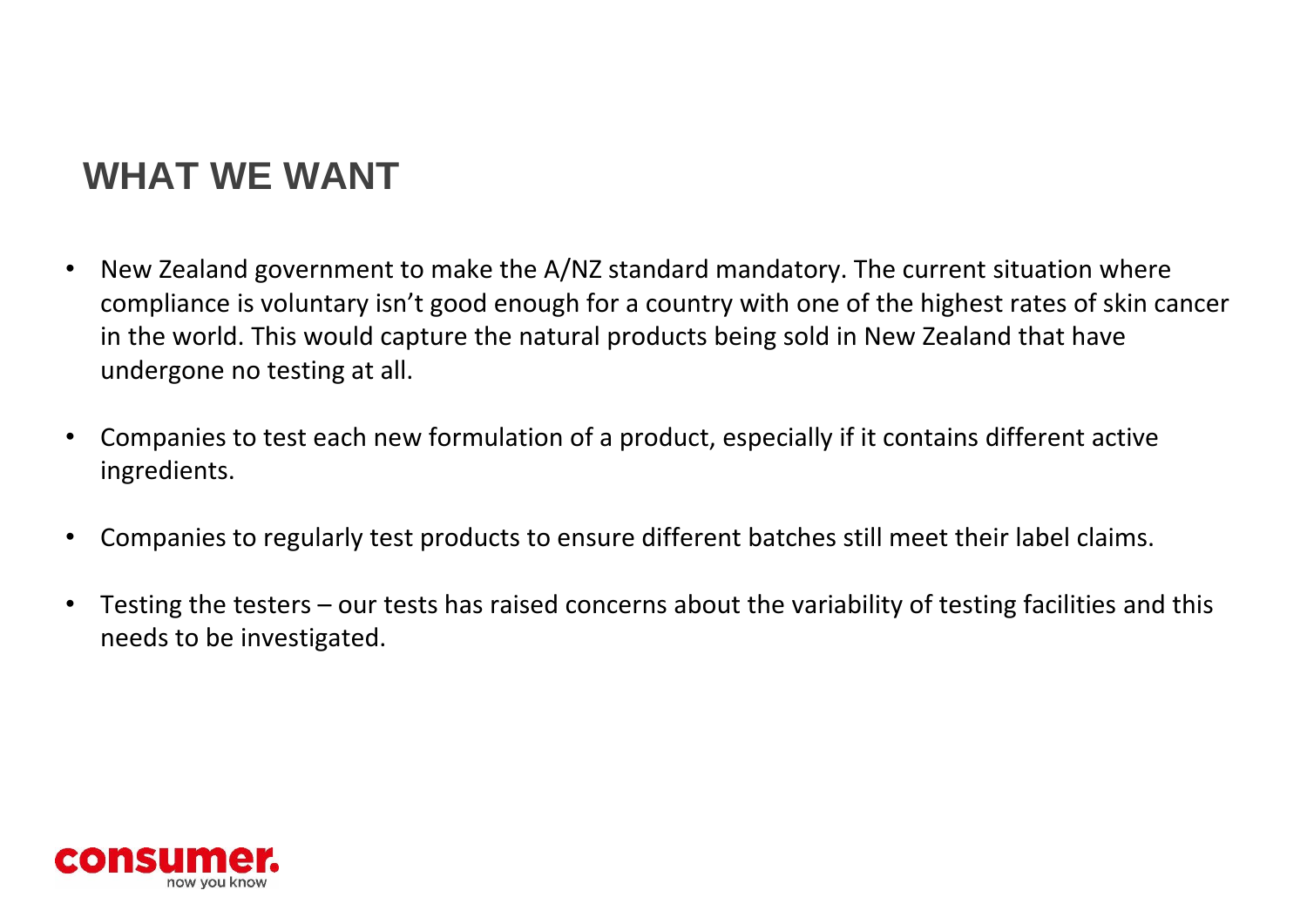## WHAT WE WANT

- New Zealand government to make the A/NZ standard mandatory. The current situation where compliance is voluntary isn't good enough for a country with one of the highest rates of skin cancer in the world. This would capture the natural products being sold in New Zealand that have undergone no testing at all.

- Companies to test each new formulation of a product, especially if it contains different active ingredients.

- Companies to regularly test products to ensure different batches still meet their label claims.

- Testing the testers – our tests has raised concerns about the variability of testing facilities and this needs to be investigated.